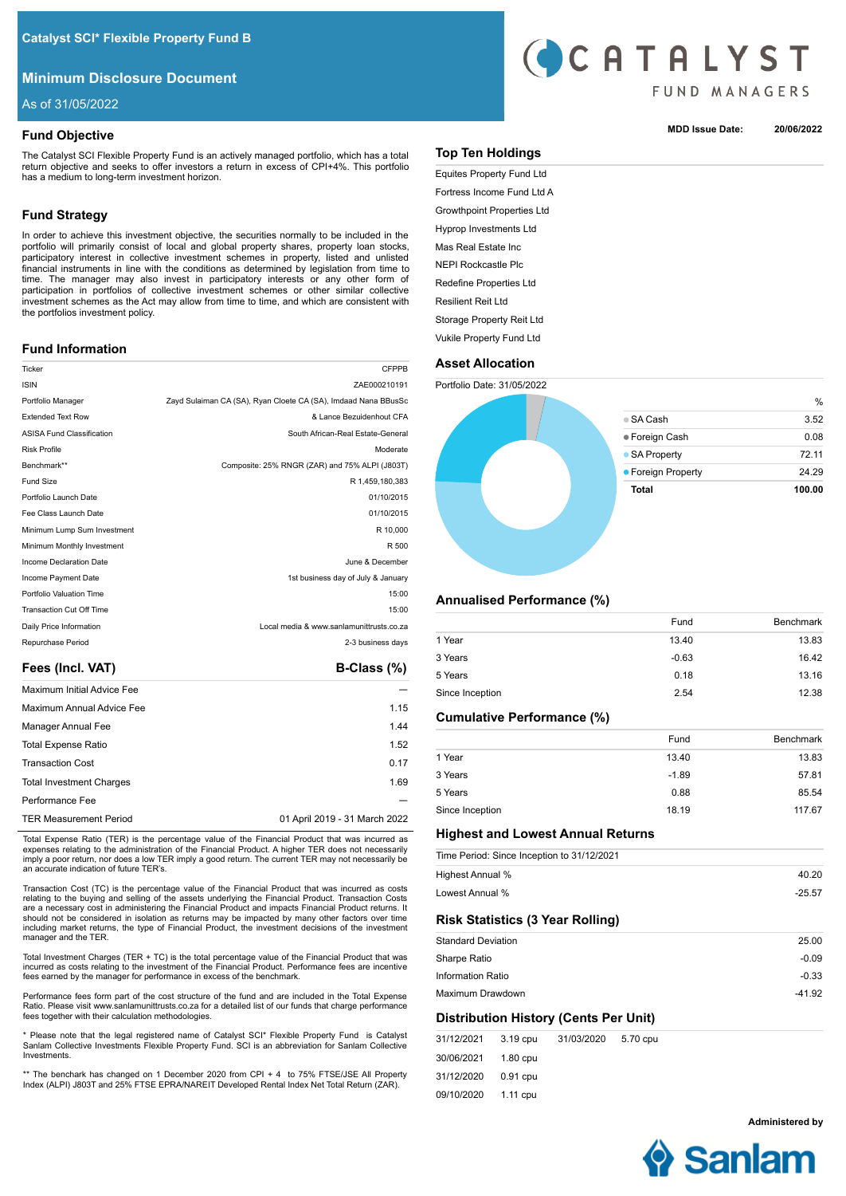# Catalyst SCI* Flexible Property Fund B

## Minimum Disclosure Document

As of 31/05/2022

**MDD Issue Date:** 20/06/2022

## Fund Objective

The Catalyst SCI Flexible Property Fund is an actively managed portfolio, which has a total return objective and seeks to offer investors a return in excess of CPI+4%. This portfolio has a medium to long-term investment horizon.

## Fund Strategy

In order to achieve this investment objective, the securities normally to be included in the portfolio will primarily consist of local and global property shares, property loan stocks, participatory interest in collective investment schemes in property, listed and unlisted financial instruments in line with the conditions as determined by legislation from time to time. The manager may also invest in participatory interests or any other form of participation in portfolios of collective investment schemes or other similar collective investment schemes as the Act may allow from time to time, and which are consistent with the portfolios investment policy.

## Fund Information

| | |
|---|---|
| Ticker | CFPPB |
| ISIN | ZAE000210191 |
| Portfolio Manager | Zayd Sulaiman CA (SA), Ryan Cloete CA (SA), Imdaad Nana BBusSc |
| Extended Text Row | & Lance Bezuidenhout CFA |
| ASISA Fund Classification | South African-Real Estate-General |
| Risk Profile | Moderate |
| Benchmark** | Composite: 25% RNGR (ZAR) and 75% ALPI (J803T) |
| Fund Size | R 1,459,180,383 |
| Portfolio Launch Date | 01/10/2015 |
| Fee Class Launch Date | 01/10/2015 |
| Minimum Lump Sum Investment | R 10,000 |
| Minimum Monthly Investment | R 500 |
| Income Declaration Date | June & December |
| Income Payment Date | 1st business day of July & January |
| Portfolio Valuation Time | 15:00 |
| Transaction Cut Off Time | 15:00 |
| Daily Price Information | Local media & www.sanlamunittrusts.co.za |
| Repurchase Period | 2-3 business days |

## Fees (Incl. VAT)

| | B-Class (%) |
|---|---|
| Maximum Initial Advice Fee | — |
| Maximum Annual Advice Fee | 1.15 |
| Manager Annual Fee | 1.44 |
| Total Expense Ratio | 1.52 |
| Transaction Cost | 0.17 |
| Total Investment Charges | 1.69 |
| Performance Fee | — |
| TER Measurement Period | 01 April 2019 - 31 March 2022 |

Total Expense Ratio (TER) is the percentage value of the Financial Product that was incurred as expenses relating to the administration of the Financial Product. A higher TER does not necessarily imply a poor return, nor does a low TER imply a good return. The current TER may not necessarily be an accurate indication of future TER's.

Transaction Cost (TC) is the percentage value of the Financial Product that was incurred as costs relating to the buying and selling of the assets underlying the Financial Product. Transaction Costs are a necessary cost in administering the Financial Product and impacts Financial Product returns. It should not be considered in isolation as returns may be impacted by many other factors over time including market returns, the type of Financial Product, the investment decisions of the investment manager and the TER.

Total Investment Charges (TER + TC) is the total percentage value of the Financial Product that was incurred as costs relating to the investment of the Financial Product. Performance fees are incentive fees earned by the manager for performance in excess of the benchmark.

Performance fees form part of the cost structure of the fund and are included in the Total Expense Ratio. Please visit www.sanlamunittrusts.co.za for a detailed list of our funds that charge performance fees together with their calculation methodologies.

\* Please note that the legal registered name of Catalyst SCI* Flexible Property Fund is Catalyst Sanlam Collective Investments Flexible Property Fund. SCI is an abbreviation for Sanlam Collective Investments.

\*\* The benchark has changed on 1 December 2020 from CPI + 4 to 75% FTSE/JSE All Property Index (ALPI) J803T and 25% FTSE EPRA/NAREIT Developed Rental Index Net Total Return (ZAR).

## Top Ten Holdings

- Equites Property Fund Ltd
- Fortress Income Fund Ltd A
- Growthpoint Properties Ltd
- Hyprop Investments Ltd
- Mas Real Estate Inc
- NEPI Rockcastle Plc
- Redefine Properties Ltd
- Resilient Reit Ltd
- Storage Property Reit Ltd
- Vukile Property Fund Ltd

## Asset Allocation

Portfolio Date: 31/05/2022

| | % |
|---|---|
| SA Cash | 3.52 |
| Foreign Cash | 0.08 |
| SA Property | 72.11 |
| Foreign Property | 24.29 |
| **Total** | **100.00** |

## Annualised Performance (%)

| | Fund | Benchmark |
|---|---|---|
| 1 Year | 13.40 | 13.83 |
| 3 Years | -0.63 | 16.42 |
| 5 Years | 0.18 | 13.16 |
| Since Inception | 2.54 | 12.38 |

## Cumulative Performance (%)

| | Fund | Benchmark |
|---|---|---|
| 1 Year | 13.40 | 13.83 |
| 3 Years | -1.89 | 57.81 |
| 5 Years | 0.88 | 85.54 |
| Since Inception | 18.19 | 117.67 |

## Highest and Lowest Annual Returns

Time Period: Since Inception to 31/12/2021

| | |
|---|---|
| Highest Annual % | 40.20 |
| Lowest Annual % | -25.57 |

## Risk Statistics (3 Year Rolling)

| | |
|---|---|
| Standard Deviation | 25.00 |
| Sharpe Ratio | -0.09 |
| Information Ratio | -0.33 |
| Maximum Drawdown | -41.92 |

## Distribution History (Cents Per Unit)

| | | | |
|---|---|---|---|
| 31/12/2021 | 3.19 cpu | 31/03/2020 | 5.70 cpu |
| 30/06/2021 | 1.80 cpu | | |
| 31/12/2020 | 0.91 cpu | | |
| 09/10/2020 | 1.11 cpu | | |

**Administered by**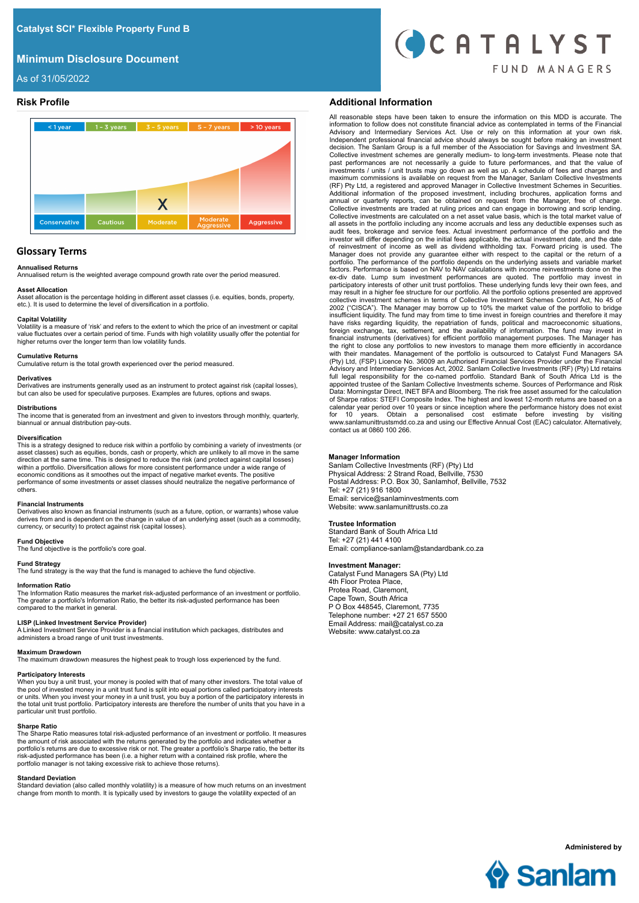Catalyst SCI* Flexible Property Fund B

## Minimum Disclosure Document

As of 31/05/2022

CATALYST FUND MANAGERS

## Risk Profile

< 1 year
1 - 3 years
3 - 5 years
5 - 7 years
> 10 years

X

Conservative
Cautious
Moderate
Moderate Aggressive
Aggressive

## Glossary Terms

**Annualised Returns**
Annualised return is the weighted average compound growth rate over the period measured.

**Asset Allocation**
Asset allocation is the percentage holding in different asset classes (i.e. equities, bonds, property, etc.). It is used to determine the level of diversification in a portfolio.

**Capital Volatility**
Volatility is a measure of 'risk' and refers to the extent to which the price of an investment or capital value fluctuates over a certain period of time. Funds with high volatility usually offer the potential for higher returns over the longer term than low volatility funds.

**Cumulative Returns**
Cumulative return is the total growth experienced over the period measured.

**Derivatives**
Derivatives are instruments generally used as an instrument to protect against risk (capital losses), but can also be used for speculative purposes. Examples are futures, options and swaps.

**Distributions**
The income that is generated from an investment and given to investors through monthly, quarterly, biannual or annual distribution pay-outs.

**Diversification**
This is a strategy designed to reduce risk within a portfolio by combining a variety of investments (or asset classes) such as equities, bonds, cash or property, which are unlikely to all move in the same direction at the same time. This is designed to reduce the risk (and protect against capital losses) within a portfolio. Diversification allows for more consistent performance under a wide range of economic conditions as it smoothes out the impact of negative market events. The positive performance of some investments or asset classes should neutralize the negative performance of others.

**Financial Instruments**
Derivatives also known as financial instruments (such as a future, option, or warrants) whose value derives from and is dependent on the change in value of an underlying asset (such as a commodity, currency, or security) to protect against risk (capital losses).

**Fund Objective**
The fund objective is the portfolio's core goal.

**Fund Strategy**
The fund strategy is the way that the fund is managed to achieve the fund objective.

**Information Ratio**
The Information Ratio measures the market risk-adjusted performance of an investment or portfolio. The greater a portfolio's Information Ratio, the better its risk-adjusted performance has been compared to the market in general.

**LISP (Linked Investment Service Provider)**
A Linked Investment Service Provider is a financial institution which packages, distributes and administers a broad range of unit trust investments.

**Maximum Drawdown**
The maximum drawdown measures the highest peak to trough loss experienced by the fund.

**Participatory Interests**
When you buy a unit trust, your money is pooled with that of many other investors. The total value of the pool of invested money in a unit trust fund is split into equal portions called participatory interests or units. When you invest your money in a unit trust, you buy a portion of the participatory interests in the total unit trust portfolio. Participatory interests are therefore the number of units that you have in a particular unit trust portfolio.

**Sharpe Ratio**
The Sharpe Ratio measures total risk-adjusted performance of an investment or portfolio. It measures the amount of risk associated with the returns generated by the portfolio and indicates whether a portfolio's returns are due to excessive risk or not. The greater a portfolio's Sharpe ratio, the better its risk-adjusted performance has been (i.e. a higher return with a contained risk profile, where the portfolio manager is not taking excessive risk to achieve those returns).

**Standard Deviation**
Standard deviation (also called monthly volatility) is a measure of how much returns on an investment change from month to month. It is typically used by investors to gauge the volatility expected of an

## Additional Information

All reasonable steps have been taken to ensure the information on this MDD is accurate. The information to follow does not constitute financial advice as contemplated in terms of the Financial Advisory and Intermediary Services Act. Use or rely on this information at your own risk. Independent professional financial advice should always be sought before making an investment decision. The Sanlam Group is a full member of the Association for Savings and Investment SA. Collective investment schemes are generally medium- to long-term investments. Please note that past performances are not necessarily a guide to future performances, and that the value of investments / units / unit trusts may go down as well as up. A schedule of fees and charges and maximum commissions is available on request from the Manager, Sanlam Collective Investments (RF) Pty Ltd, a registered and approved Manager in Collective Investment Schemes in Securities. Additional information of the proposed investment, including brochures, application forms and annual or quarterly reports, can be obtained on request from the Manager, free of charge. Collective investments are traded at ruling prices and can engage in borrowing and scrip lending. Collective investments are calculated on a net asset value basis, which is the total market value of all assets in the portfolio including any income accruals and less any deductible expenses such as audit fees, brokerage and service fees. Actual investment performance of the portfolio and the investor will differ depending on the initial fees applicable, the actual investment date, and the date of reinvestment of income as well as dividend withholding tax. Forward pricing is used. The Manager does not provide any guarantee either with respect to the capital or the return of a portfolio. The performance of the portfolio depends on the underlying assets and variable market factors. Performance is based on NAV to NAV calculations with income reinvestments done on the ex-div date. Lump sum investment performances are quoted. The portfolio may invest in participatory interests of other unit trust portfolios. These underlying funds levy their own fees, and may result in a higher fee structure for our portfolio. All the portfolio options presented are approved collective investment schemes in terms of Collective Investment Schemes Control Act, No 45 of 2002 ("CISCA"). The Manager may borrow up to 10% the market value of the portfolio to bridge insufficient liquidity. The fund may from time to time invest in foreign countries and therefore it may have risks regarding liquidity, the repatriation of funds, political and macroeconomic situations, foreign exchange, tax, settlement, and the availability of information. The fund may invest in financial instruments (derivatives) for efficient portfolio management purposes. The Manager has the right to close any portfolios to new investors to manage them more efficiently in accordance with their mandates. Management of the portfolio is outsourced to Catalyst Fund Managers SA (Pty) Ltd, (FSP) Licence No. 36009 an Authorised Financial Services Provider under the Financial Advisory and Intermediary Services Act, 2002. Sanlam Collective Investments (RF) (Pty) Ltd retains full legal responsibility for the co-named portfolio. Standard Bank of South Africa Ltd is the appointed trustee of the Sanlam Collective Investments scheme. Sources of Performance and Risk Data: Morningstar Direct, INET BFA and Bloomberg. The risk free asset assumed for the calculation of Sharpe ratios: STEFI Composite Index. The highest and lowest 12-month returns are based on a calendar year period over 10 years or since inception where the performance history does not exist for 10 years. Obtain a personalised cost estimate before investing by visiting www.sanlamunittrustsmdd.co.za and using our Effective Annual Cost (EAC) calculator. Alternatively, contact us at 0860 100 266.

**Manager Information**
Sanlam Collective Investments (RF) (Pty) Ltd
Physical Address: 2 Strand Road, Bellville, 7530
Postal Address: P.O. Box 30, Sanlamhof, Bellville, 7532
Tel: +27 (21) 916 1800
Email: service@sanlaminvestments.com
Website: www.sanlamunittrusts.co.za

**Trustee Information**
Standard Bank of South Africa Ltd
Tel: +27 (21) 441 4100
Email: compliance-sanlam@standardbank.co.za

**Investment Manager:**
Catalyst Fund Managers SA (Pty) Ltd
4th Floor Protea Place,
Protea Road, Claremont,
Cape Town, South Africa
P O Box 448545, Claremont, 7735
Telephone number: +27 21 657 5500
Email Address: mail@catalyst.co.za
Website: www.catalyst.co.za

**Administered by**

Sanlam